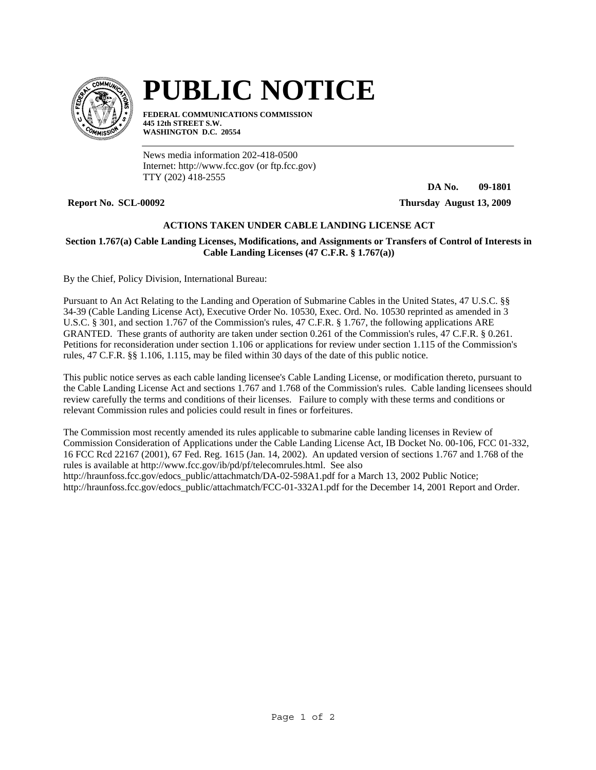# PUBLIC NOTICE

**FEDERAL COMMUNICATIONS COMMISSION**
**445 12th STREET S.W.**
**WASHINGTON D.C. 20554**

News media information 202-418-0500
Internet: http://www.fcc.gov (or ftp.fcc.gov)
TTY (202) 418-2555

**DA No. 09-1801**

**Report No. SCL-00092** **Thursday August 13, 2009**

### ACTIONS TAKEN UNDER CABLE LANDING LICENSE ACT

**Section 1.767(a) Cable Landing Licenses, Modifications, and Assignments or Transfers of Control of Interests in Cable Landing Licenses (47 C.F.R. § 1.767(a))**

By the Chief, Policy Division, International Bureau:

Pursuant to An Act Relating to the Landing and Operation of Submarine Cables in the United States, 47 U.S.C. §§ 34-39 (Cable Landing License Act), Executive Order No. 10530, Exec. Ord. No. 10530 reprinted as amended in 3 U.S.C. § 301, and section 1.767 of the Commission's rules, 47 C.F.R. § 1.767, the following applications ARE GRANTED. These grants of authority are taken under section 0.261 of the Commission's rules, 47 C.F.R. § 0.261. Petitions for reconsideration under section 1.106 or applications for review under section 1.115 of the Commission's rules, 47 C.F.R. §§ 1.106, 1.115, may be filed within 30 days of the date of this public notice.

This public notice serves as each cable landing licensee's Cable Landing License, or modification thereto, pursuant to the Cable Landing License Act and sections 1.767 and 1.768 of the Commission's rules. Cable landing licensees should review carefully the terms and conditions of their licenses. Failure to comply with these terms and conditions or relevant Commission rules and policies could result in fines or forfeitures.

The Commission most recently amended its rules applicable to submarine cable landing licenses in Review of Commission Consideration of Applications under the Cable Landing License Act, IB Docket No. 00-106, FCC 01-332, 16 FCC Rcd 22167 (2001), 67 Fed. Reg. 1615 (Jan. 14, 2002). An updated version of sections 1.767 and 1.768 of the rules is available at http://www.fcc.gov/ib/pd/pf/telecomrules.html. See also http://hraunfoss.fcc.gov/edocs_public/attachmatch/DA-02-598A1.pdf for a March 13, 2002 Public Notice; http://hraunfoss.fcc.gov/edocs_public/attachmatch/FCC-01-332A1.pdf for the December 14, 2001 Report and Order.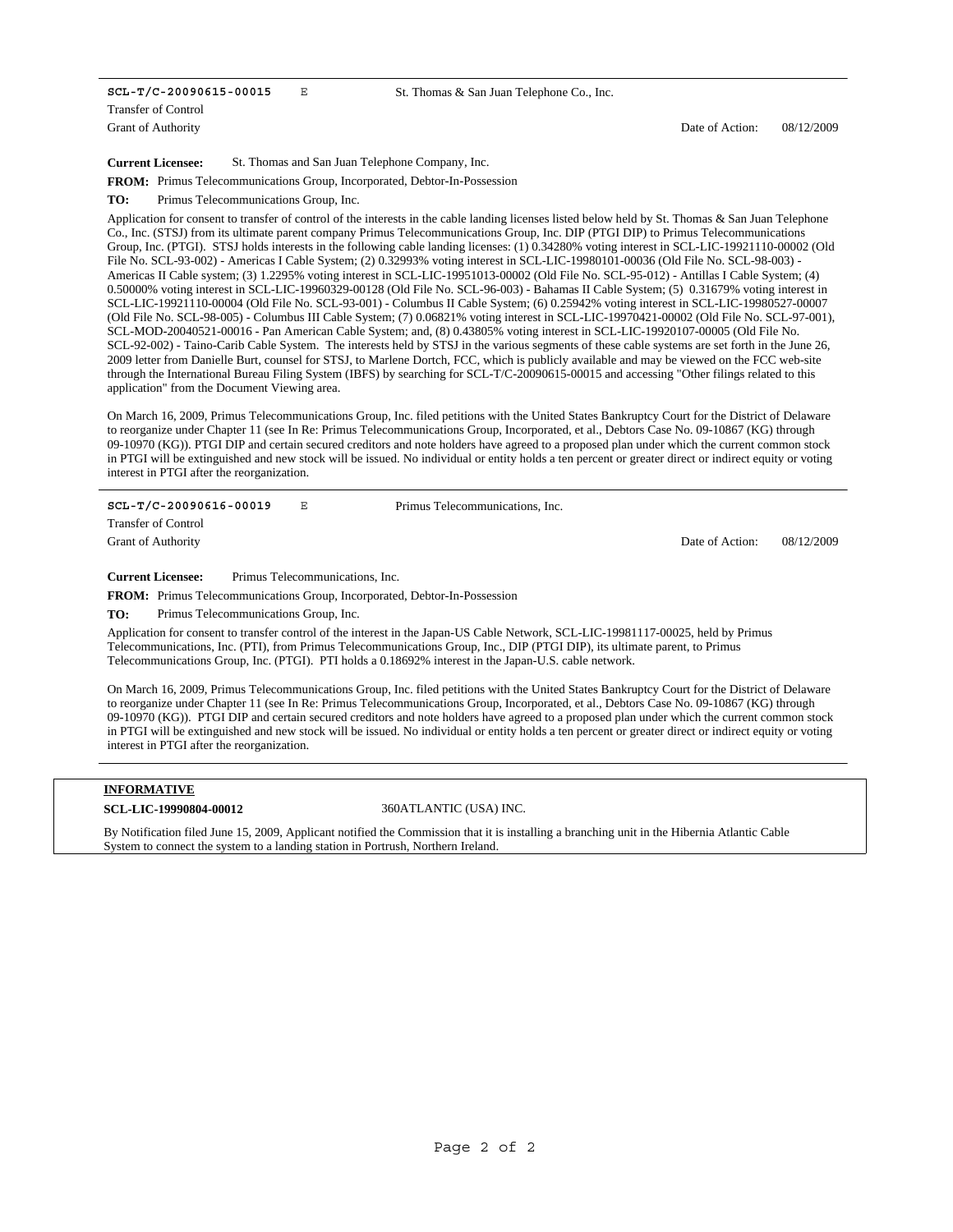**SCL-T/C-20090615-00015** E St. Thomas & San Juan Telephone Co., Inc.

Transfer of Control

Grant of Authority Date of Action: 08/12/2009

**Current Licensee:** St. Thomas and San Juan Telephone Company, Inc.

**FROM:** Primus Telecommunications Group, Incorporated, Debtor-In-Possession

**TO:** Primus Telecommunications Group, Inc.

Application for consent to transfer of control of the interests in the cable landing licenses listed below held by St. Thomas & San Juan Telephone Co., Inc. (STSJ) from its ultimate parent company Primus Telecommunications Group, Inc. DIP (PTGI DIP) to Primus Telecommunications Group, Inc. (PTGI). STSJ holds interests in the following cable landing licenses: (1) 0.34280% voting interest in SCL-LIC-19921110-00002 (Old File No. SCL-93-002) - Americas I Cable System; (2) 0.32993% voting interest in SCL-LIC-19980101-00036 (Old File No. SCL-98-003) - Americas II Cable system; (3) 1.2295% voting interest in SCL-LIC-19951013-00002 (Old File No. SCL-95-012) - Antillas I Cable System; (4) 0.50000% voting interest in SCL-LIC-19960329-00128 (Old File No. SCL-96-003) - Bahamas II Cable System; (5) 0.31679% voting interest in SCL-LIC-19921110-00004 (Old File No. SCL-93-001) - Columbus II Cable System; (6) 0.25942% voting interest in SCL-LIC-19980527-00007 (Old File No. SCL-98-005) - Columbus III Cable System; (7) 0.06821% voting interest in SCL-LIC-19970421-00002 (Old File No. SCL-97-001), SCL-MOD-20040521-00016 - Pan American Cable System; and, (8) 0.43805% voting interest in SCL-LIC-19920107-00005 (Old File No. SCL-92-002) - Taino-Carib Cable System. The interests held by STSJ in the various segments of these cable systems are set forth in the June 26, 2009 letter from Danielle Burt, counsel for STSJ, to Marlene Dortch, FCC, which is publicly available and may be viewed on the FCC web-site through the International Bureau Filing System (IBFS) by searching for SCL-T/C-20090615-00015 and accessing "Other filings related to this application" from the Document Viewing area.

On March 16, 2009, Primus Telecommunications Group, Inc. filed petitions with the United States Bankruptcy Court for the District of Delaware to reorganize under Chapter 11 (see In Re: Primus Telecommunications Group, Incorporated, et al., Debtors Case No. 09-10867 (KG) through 09-10970 (KG)). PTGI DIP and certain secured creditors and note holders have agreed to a proposed plan under which the current common stock in PTGI will be extinguished and new stock will be issued. No individual or entity holds a ten percent or greater direct or indirect equity or voting interest in PTGI after the reorganization.

---

**SCL-T/C-20090616-00019** E Primus Telecommunications, Inc.

Transfer of Control

Grant of Authority Date of Action: 08/12/2009

**Current Licensee:** Primus Telecommunications, Inc.

**FROM:** Primus Telecommunications Group, Incorporated, Debtor-In-Possession

**TO:** Primus Telecommunications Group, Inc.

Application for consent to transfer control of the interest in the Japan-US Cable Network, SCL-LIC-19981117-00025, held by Primus Telecommunications, Inc. (PTI), from Primus Telecommunications Group, Inc., DIP (PTGI DIP), its ultimate parent, to Primus Telecommunications Group, Inc. (PTGI). PTI holds a 0.18692% interest in the Japan-U.S. cable network.

On March 16, 2009, Primus Telecommunications Group, Inc. filed petitions with the United States Bankruptcy Court for the District of Delaware to reorganize under Chapter 11 (see In Re: Primus Telecommunications Group, Incorporated, et al., Debtors Case No. 09-10867 (KG) through 09-10970 (KG)). PTGI DIP and certain secured creditors and note holders have agreed to a proposed plan under which the current common stock in PTGI will be extinguished and new stock will be issued. No individual or entity holds a ten percent or greater direct or indirect equity or voting interest in PTGI after the reorganization.

---

**INFORMATIVE**

**SCL-LIC-19990804-00012** 360ATLANTIC (USA) INC.

By Notification filed June 15, 2009, Applicant notified the Commission that it is installing a branching unit in the Hibernia Atlantic Cable System to connect the system to a landing station in Portrush, Northern Ireland.